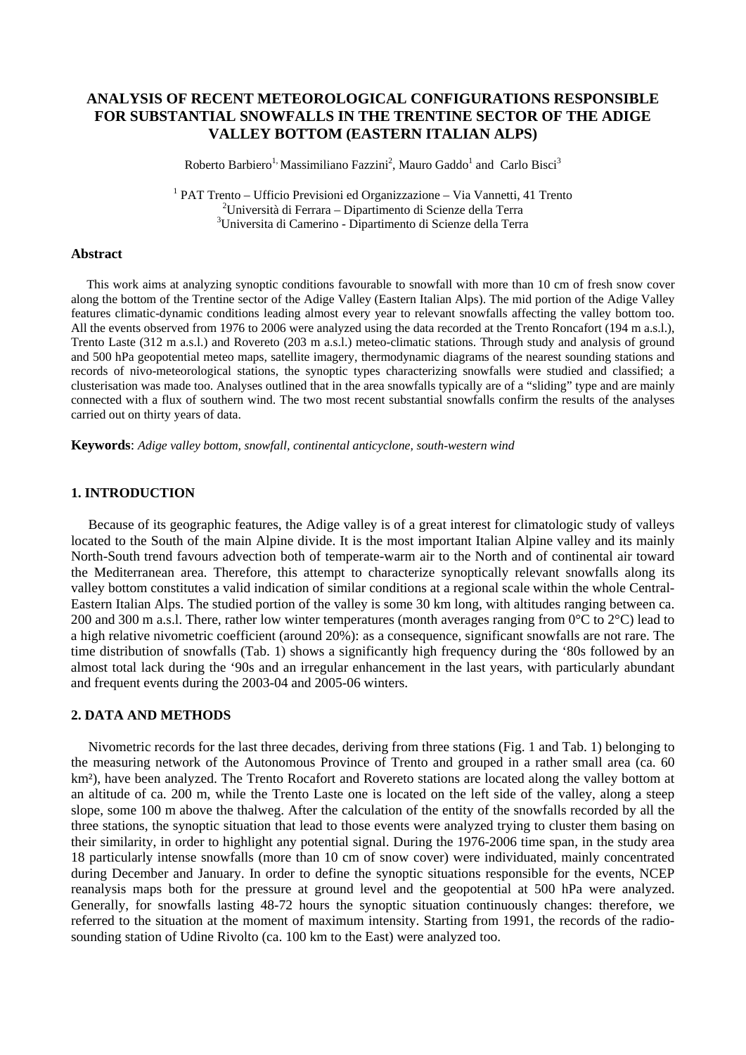# ANALYSIS OF RECENT METEOROLOGICAL CONFIGURATIONS RESPONSIBLE FOR SUBSTANTIAL SNOWFALLS IN THE TRENTINE SECTOR OF THE ADIGE VALLEY BOTTOM (EASTERN ITALIAN ALPS)

Roberto Barbiero[1], Massimiliano Fazzini[2], Mauro Gaddo[1] and Carlo Bisci[3]

[1] PAT Trento – Ufficio Previsioni ed Organizzazione – Via Vannetti, 41 Trento
[2]Università di Ferrara – Dipartimento di Scienze della Terra
[3]Universita di Camerino - Dipartimento di Scienze della Terra

## Abstract

This work aims at analyzing synoptic conditions favourable to snowfall with more than 10 cm of fresh snow cover along the bottom of the Trentine sector of the Adige Valley (Eastern Italian Alps). The mid portion of the Adige Valley features climatic-dynamic conditions leading almost every year to relevant snowfalls affecting the valley bottom too. All the events observed from 1976 to 2006 were analyzed using the data recorded at the Trento Roncafort (194 m a.s.l.), Trento Laste (312 m a.s.l.) and Rovereto (203 m a.s.l.) meteo-climatic stations. Through study and analysis of ground and 500 hPa geopotential meteo maps, satellite imagery, thermodynamic diagrams of the nearest sounding stations and records of nivo-meteorological stations, the synoptic types characterizing snowfalls were studied and classified; a clusterisation was made too. Analyses outlined that in the area snowfalls typically are of a "sliding" type and are mainly connected with a flux of southern wind. The two most recent substantial snowfalls confirm the results of the analyses carried out on thirty years of data.

**Keywords**: *Adige valley bottom, snowfall, continental anticyclone, south-western wind*

## 1. INTRODUCTION

Because of its geographic features, the Adige valley is of a great interest for climatologic study of valleys located to the South of the main Alpine divide. It is the most important Italian Alpine valley and its mainly North-South trend favours advection both of temperate-warm air to the North and of continental air toward the Mediterranean area. Therefore, this attempt to characterize synoptically relevant snowfalls along its valley bottom constitutes a valid indication of similar conditions at a regional scale within the whole Central-Eastern Italian Alps. The studied portion of the valley is some 30 km long, with altitudes ranging between ca. 200 and 300 m a.s.l. There, rather low winter temperatures (month averages ranging from 0°C to 2°C) lead to a high relative nivometric coefficient (around 20%): as a consequence, significant snowfalls are not rare. The time distribution of snowfalls (Tab. 1) shows a significantly high frequency during the '80s followed by an almost total lack during the '90s and an irregular enhancement in the last years, with particularly abundant and frequent events during the 2003-04 and 2005-06 winters.

## 2. DATA AND METHODS

Nivometric records for the last three decades, deriving from three stations (Fig. 1 and Tab. 1) belonging to the measuring network of the Autonomous Province of Trento and grouped in a rather small area (ca. 60 km²), have been analyzed. The Trento Rocafort and Rovereto stations are located along the valley bottom at an altitude of ca. 200 m, while the Trento Laste one is located on the left side of the valley, along a steep slope, some 100 m above the thalweg. After the calculation of the entity of the snowfalls recorded by all the three stations, the synoptic situation that lead to those events were analyzed trying to cluster them basing on their similarity, in order to highlight any potential signal. During the 1976-2006 time span, in the study area 18 particularly intense snowfalls (more than 10 cm of snow cover) were individuated, mainly concentrated during December and January. In order to define the synoptic situations responsible for the events, NCEP reanalysis maps both for the pressure at ground level and the geopotential at 500 hPa were analyzed. Generally, for snowfalls lasting 48-72 hours the synoptic situation continuously changes: therefore, we referred to the situation at the moment of maximum intensity. Starting from 1991, the records of the radio-sounding station of Udine Rivolto (ca. 100 km to the East) were analyzed too.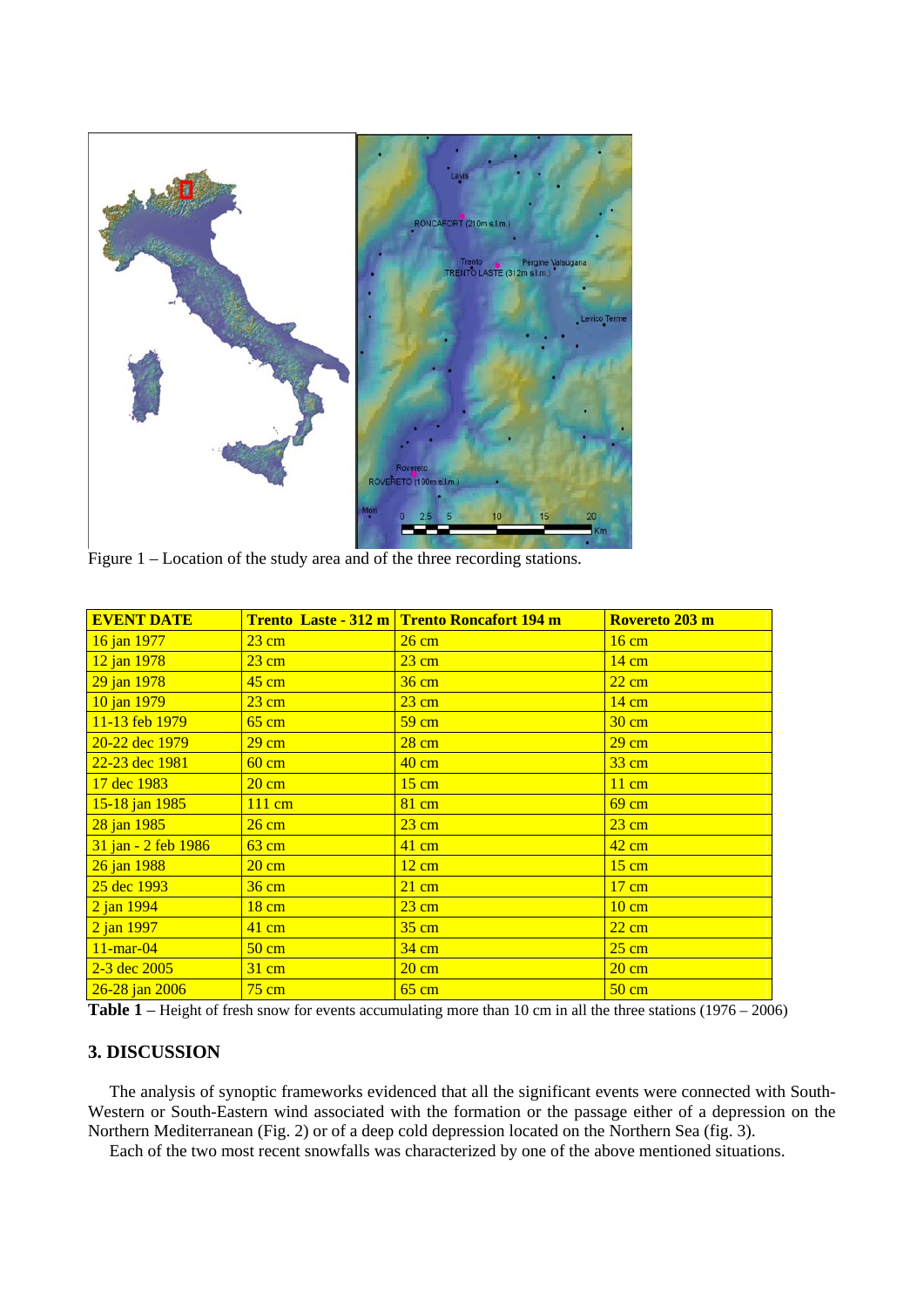Figure 1 – Location of the study area and of the three recording stations.

| EVENT DATE | Trento Laste - 312 m | Trento Roncafort 194 m | Rovereto 203 m |
|---|---|---|---|
| 16 jan 1977 | 23 cm | 26 cm | 16 cm |
| 12 jan 1978 | 23 cm | 23 cm | 14 cm |
| 29 jan 1978 | 45 cm | 36 cm | 22 cm |
| 10 jan 1979 | 23 cm | 23 cm | 14 cm |
| 11-13 feb 1979 | 65 cm | 59 cm | 30 cm |
| 20-22 dec 1979 | 29 cm | 28 cm | 29 cm |
| 22-23 dec 1981 | 60 cm | 40 cm | 33 cm |
| 17 dec 1983 | 20 cm | 15 cm | 11 cm |
| 15-18 jan 1985 | 111 cm | 81 cm | 69 cm |
| 28 jan 1985 | 26 cm | 23 cm | 23 cm |
| 31 jan - 2 feb 1986 | 63 cm | 41 cm | 42 cm |
| 26 jan 1988 | 20 cm | 12 cm | 15 cm |
| 25 dec 1993 | 36 cm | 21 cm | 17 cm |
| 2 jan 1994 | 18 cm | 23 cm | 10 cm |
| 2 jan 1997 | 41 cm | 35 cm | 22 cm |
| 11-mar-04 | 50 cm | 34 cm | 25 cm |
| 2-3 dec 2005 | 31 cm | 20 cm | 20 cm |
| 26-28 jan 2006 | 75 cm | 65 cm | 50 cm |

**Table 1** – Height of fresh snow for events accumulating more than 10 cm in all the three stations (1976 – 2006)

## 3. DISCUSSION

The analysis of synoptic frameworks evidenced that all the significant events were connected with South-Western or South-Eastern wind associated with the formation or the passage either of a depression on the Northern Mediterranean (Fig. 2) or of a deep cold depression located on the Northern Sea (fig. 3).

Each of the two most recent snowfalls was characterized by one of the above mentioned situations.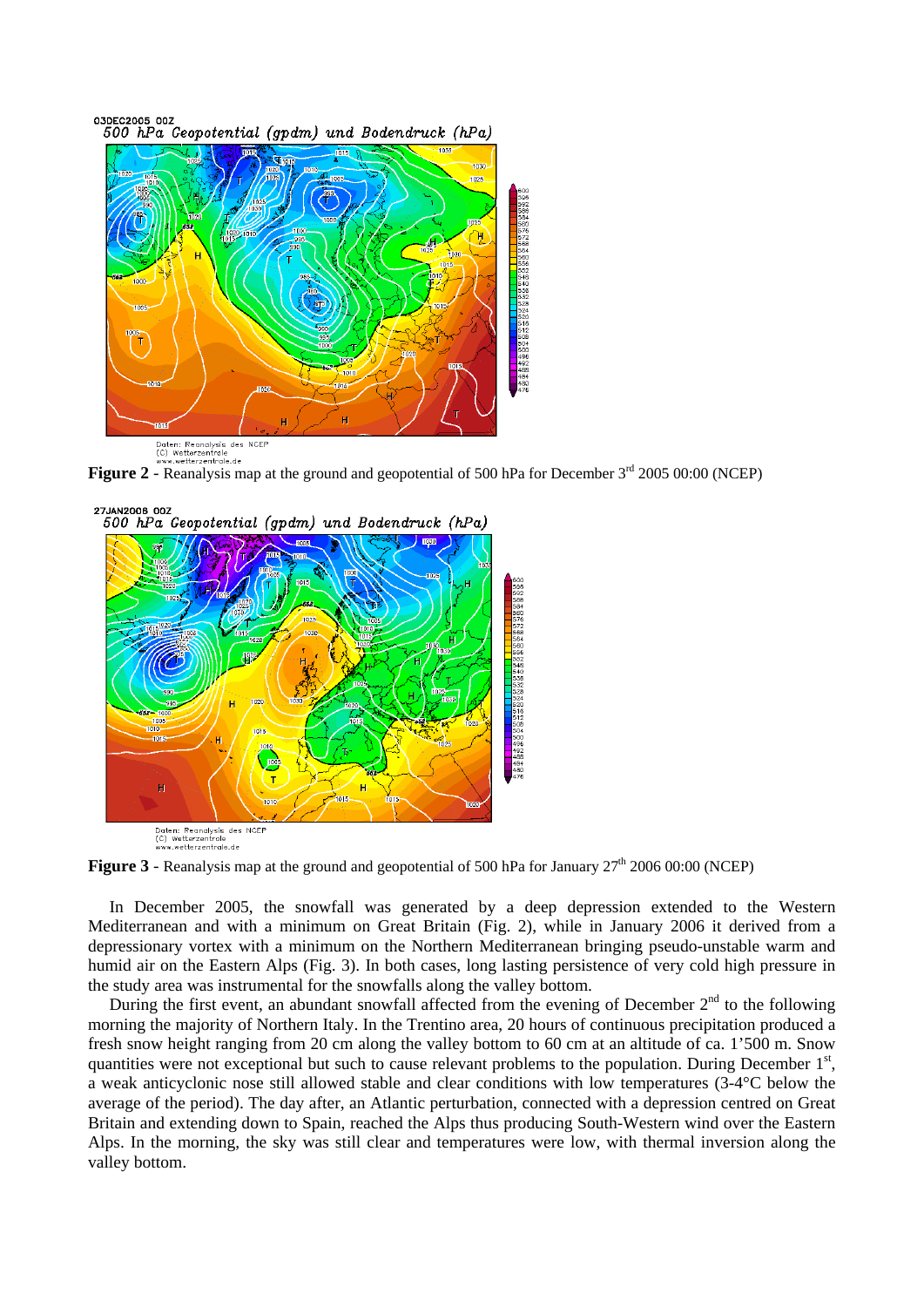**Figure 2** - Reanalysis map at the ground and geopotential of 500 hPa for December 3[rd] 2005 00:00 (NCEP)

**Figure 3** - Reanalysis map at the ground and geopotential of 500 hPa for January 27[th] 2006 00:00 (NCEP)

In December 2005, the snowfall was generated by a deep depression extended to the Western Mediterranean and with a minimum on Great Britain (Fig. 2), while in January 2006 it derived from a depressionary vortex with a minimum on the Northern Mediterranean bringing pseudo-unstable warm and humid air on the Eastern Alps (Fig. 3). In both cases, long lasting persistence of very cold high pressure in the study area was instrumental for the snowfalls along the valley bottom.

During the first event, an abundant snowfall affected from the evening of December 2[nd] to the following morning the majority of Northern Italy. In the Trentino area, 20 hours of continuous precipitation produced a fresh snow height ranging from 20 cm along the valley bottom to 60 cm at an altitude of ca. 1'500 m. Snow quantities were not exceptional but such to cause relevant problems to the population. During December 1[st], a weak anticyclonic nose still allowed stable and clear conditions with low temperatures (3-4°C below the average of the period). The day after, an Atlantic perturbation, connected with a depression centred on Great Britain and extending down to Spain, reached the Alps thus producing South-Western wind over the Eastern Alps. In the morning, the sky was still clear and temperatures were low, with thermal inversion along the valley bottom.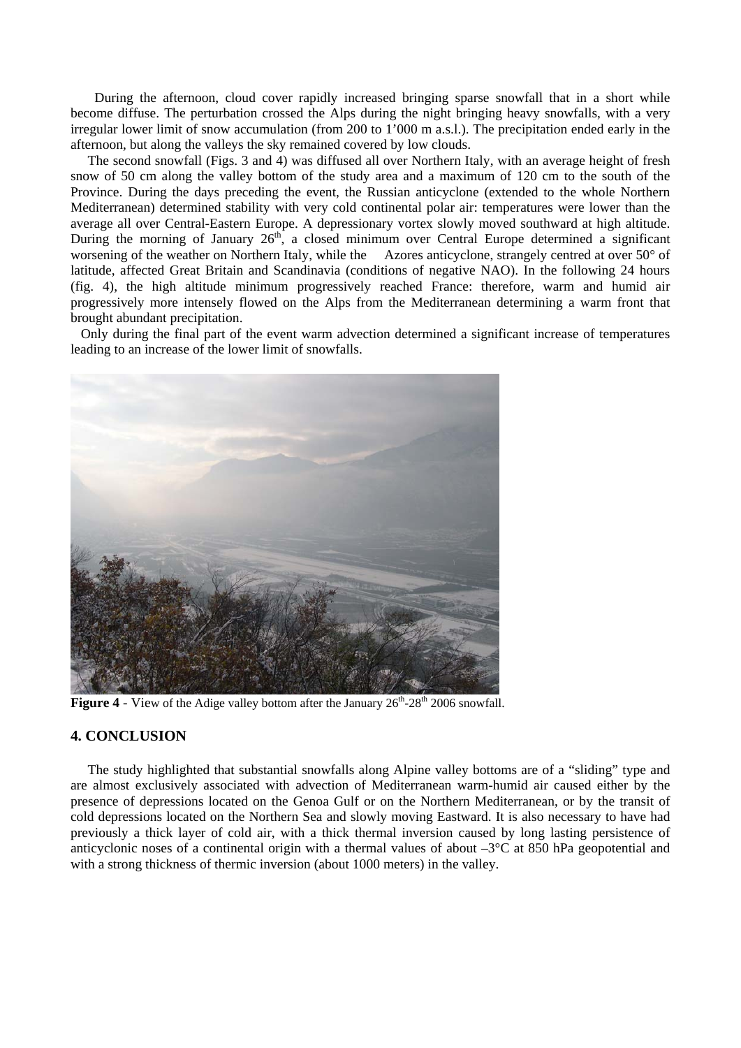During the afternoon, cloud cover rapidly increased bringing sparse snowfall that in a short while become diffuse. The perturbation crossed the Alps during the night bringing heavy snowfalls, with a very irregular lower limit of snow accumulation (from 200 to 1'000 m a.s.l.). The precipitation ended early in the afternoon, but along the valleys the sky remained covered by low clouds.

The second snowfall (Figs. 3 and 4) was diffused all over Northern Italy, with an average height of fresh snow of 50 cm along the valley bottom of the study area and a maximum of 120 cm to the south of the Province. During the days preceding the event, the Russian anticyclone (extended to the whole Northern Mediterranean) determined stability with very cold continental polar air: temperatures were lower than the average all over Central-Eastern Europe. A depressionary vortex slowly moved southward at high altitude. During the morning of January 26th, a closed minimum over Central Europe determined a significant worsening of the weather on Northern Italy, while the Azores anticyclone, strangely centred at over 50° of latitude, affected Great Britain and Scandinavia (conditions of negative NAO). In the following 24 hours (fig. 4), the high altitude minimum progressively reached France: therefore, warm and humid air progressively more intensely flowed on the Alps from the Mediterranean determining a warm front that brought abundant precipitation.

Only during the final part of the event warm advection determined a significant increase of temperatures leading to an increase of the lower limit of snowfalls.

**Figure 4** - View of the Adige valley bottom after the January 26th-28th 2006 snowfall.

## 4. CONCLUSION

The study highlighted that substantial snowfalls along Alpine valley bottoms are of a "sliding" type and are almost exclusively associated with advection of Mediterranean warm-humid air caused either by the presence of depressions located on the Genoa Gulf or on the Northern Mediterranean, or by the transit of cold depressions located on the Northern Sea and slowly moving Eastward. It is also necessary to have had previously a thick layer of cold air, with a thick thermal inversion caused by long lasting persistence of anticyclonic noses of a continental origin with a thermal values of about –3°C at 850 hPa geopotential and with a strong thickness of thermic inversion (about 1000 meters) in the valley.